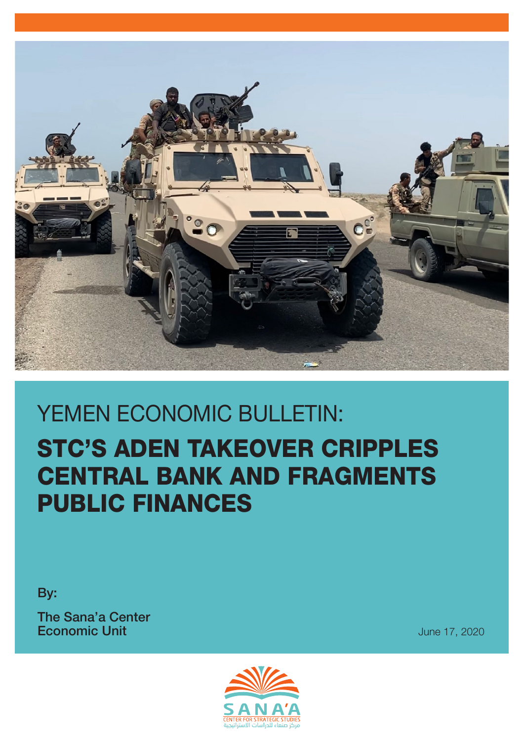YEMEN ECONOMIC BULLETIN:

# STC'S ADEN TAKEOVER CRIPPLES CENTRAL BANK AND FRAGMENTS PUBLIC FINANCES

**By:**

**The Sana'a Center Economic Unit**

June 17, 2020

SANA'A CENTER FOR STRATEGIC STUDIES

مركز صنعاء للدراسات الاستراتيجية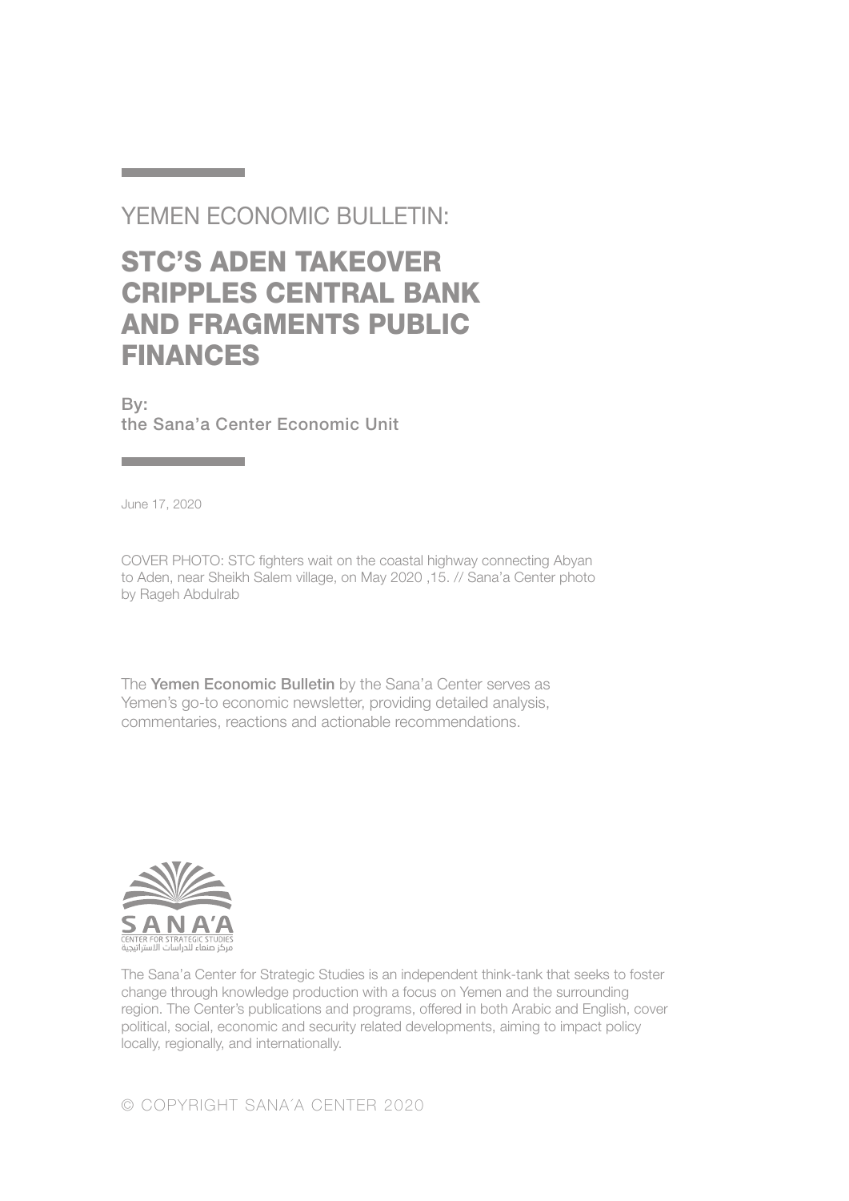YEMEN ECONOMIC BULLETIN:

# STC'S ADEN TAKEOVER CRIPPLES CENTRAL BANK AND FRAGMENTS PUBLIC FINANCES

By:
the Sana'a Center Economic Unit

June 17, 2020

COVER PHOTO: STC fighters wait on the coastal highway connecting Abyan to Aden, near Sheikh Salem village, on May 2020 ,15. // Sana'a Center photo by Rageh Abdulrab

The **Yemen Economic Bulletin** by the Sana'a Center serves as Yemen's go-to economic newsletter, providing detailed analysis, commentaries, reactions and actionable recommendations.

SANA'A
CENTER FOR STRATEGIC STUDIES
مركز صنعاء للدراسات الاستراتيجية

The Sana'a Center for Strategic Studies is an independent think-tank that seeks to foster change through knowledge production with a focus on Yemen and the surrounding region. The Center's publications and programs, offered in both Arabic and English, cover political, social, economic and security related developments, aiming to impact policy locally, regionally, and internationally.

© COPYRIGHT SANA'A CENTER 2020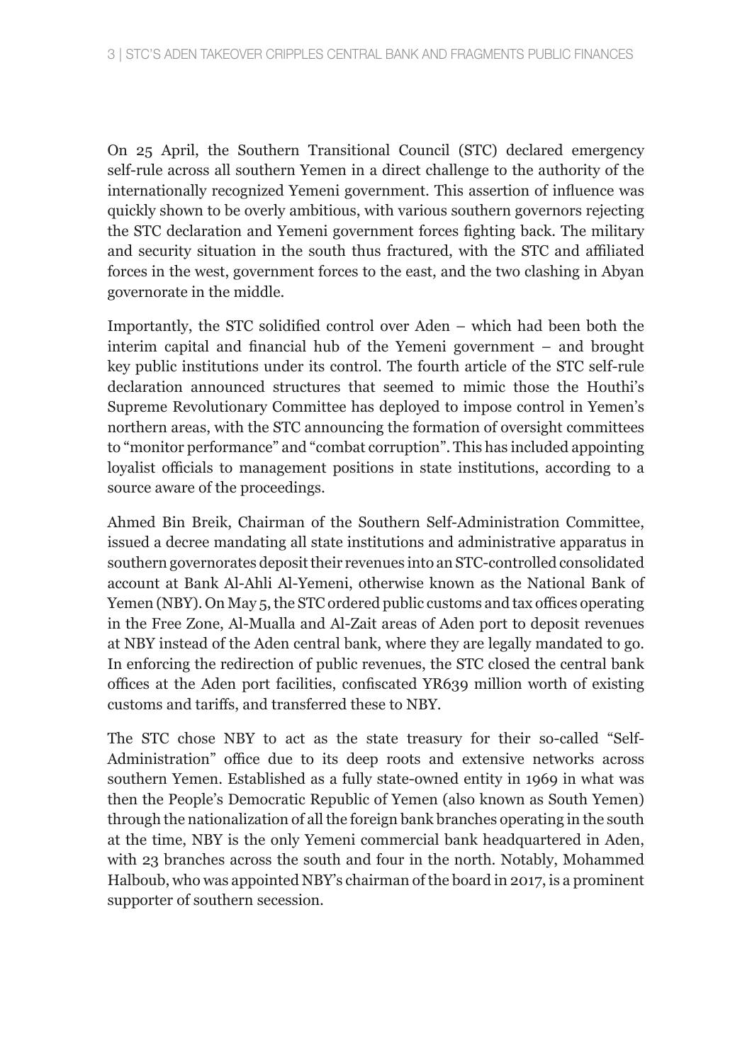On 25 April, the Southern Transitional Council (STC) declared emergency self-rule across all southern Yemen in a direct challenge to the authority of the internationally recognized Yemeni government. This assertion of influence was quickly shown to be overly ambitious, with various southern governors rejecting the STC declaration and Yemeni government forces fighting back. The military and security situation in the south thus fractured, with the STC and affiliated forces in the west, government forces to the east, and the two clashing in Abyan governorate in the middle.

Importantly, the STC solidified control over Aden – which had been both the interim capital and financial hub of the Yemeni government – and brought key public institutions under its control. The fourth article of the STC self-rule declaration announced structures that seemed to mimic those the Houthi's Supreme Revolutionary Committee has deployed to impose control in Yemen's northern areas, with the STC announcing the formation of oversight committees to "monitor performance" and "combat corruption". This has included appointing loyalist officials to management positions in state institutions, according to a source aware of the proceedings.

Ahmed Bin Breik, Chairman of the Southern Self-Administration Committee, issued a decree mandating all state institutions and administrative apparatus in southern governorates deposit their revenues into an STC-controlled consolidated account at Bank Al-Ahli Al-Yemeni, otherwise known as the National Bank of Yemen (NBY). On May 5, the STC ordered public customs and tax offices operating in the Free Zone, Al-Mualla and Al-Zait areas of Aden port to deposit revenues at NBY instead of the Aden central bank, where they are legally mandated to go. In enforcing the redirection of public revenues, the STC closed the central bank offices at the Aden port facilities, confiscated YR639 million worth of existing customs and tariffs, and transferred these to NBY.

The STC chose NBY to act as the state treasury for their so-called "Self-Administration" office due to its deep roots and extensive networks across southern Yemen. Established as a fully state-owned entity in 1969 in what was then the People's Democratic Republic of Yemen (also known as South Yemen) through the nationalization of all the foreign bank branches operating in the south at the time, NBY is the only Yemeni commercial bank headquartered in Aden, with 23 branches across the south and four in the north. Notably, Mohammed Halboub, who was appointed NBY's chairman of the board in 2017, is a prominent supporter of southern secession.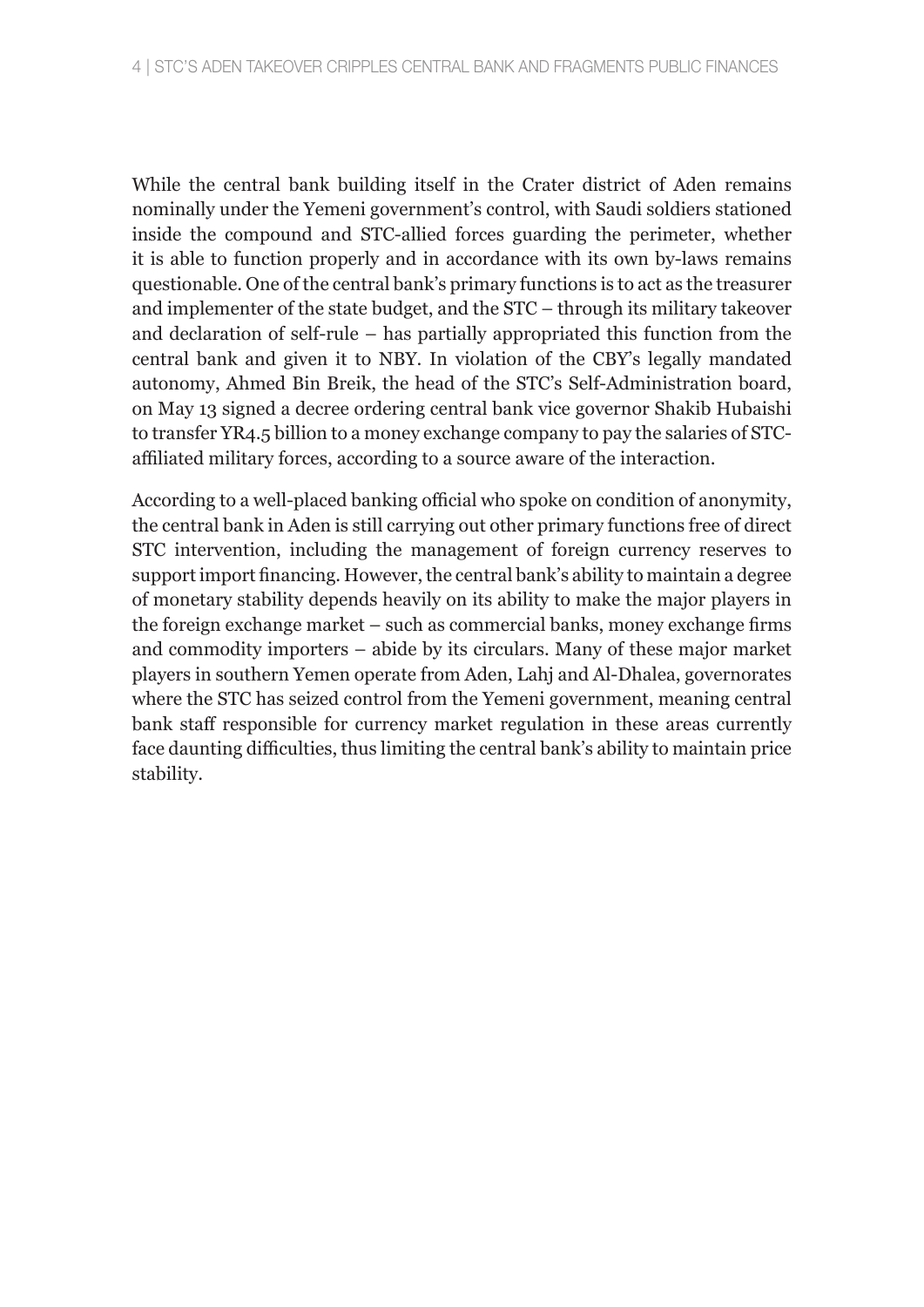While the central bank building itself in the Crater district of Aden remains nominally under the Yemeni government's control, with Saudi soldiers stationed inside the compound and STC-allied forces guarding the perimeter, whether it is able to function properly and in accordance with its own by-laws remains questionable. One of the central bank's primary functions is to act as the treasurer and implementer of the state budget, and the STC – through its military takeover and declaration of self-rule – has partially appropriated this function from the central bank and given it to NBY. In violation of the CBY's legally mandated autonomy, Ahmed Bin Breik, the head of the STC's Self-Administration board, on May 13 signed a decree ordering central bank vice governor Shakib Hubaishi to transfer YR4.5 billion to a money exchange company to pay the salaries of STC-affiliated military forces, according to a source aware of the interaction.

According to a well-placed banking official who spoke on condition of anonymity, the central bank in Aden is still carrying out other primary functions free of direct STC intervention, including the management of foreign currency reserves to support import financing. However, the central bank's ability to maintain a degree of monetary stability depends heavily on its ability to make the major players in the foreign exchange market – such as commercial banks, money exchange firms and commodity importers – abide by its circulars. Many of these major market players in southern Yemen operate from Aden, Lahj and Al-Dhalea, governorates where the STC has seized control from the Yemeni government, meaning central bank staff responsible for currency market regulation in these areas currently face daunting difficulties, thus limiting the central bank's ability to maintain price stability.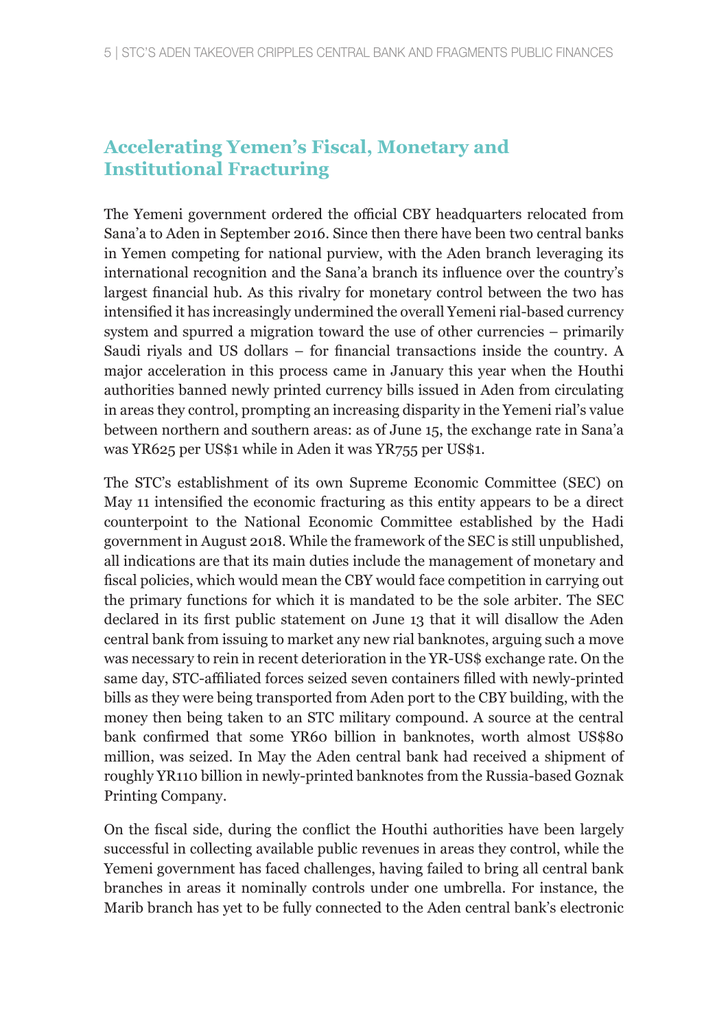## Accelerating Yemen's Fiscal, Monetary and Institutional Fracturing

The Yemeni government ordered the official CBY headquarters relocated from Sana'a to Aden in September 2016. Since then there have been two central banks in Yemen competing for national purview, with the Aden branch leveraging its international recognition and the Sana'a branch its influence over the country's largest financial hub. As this rivalry for monetary control between the two has intensified it has increasingly undermined the overall Yemeni rial-based currency system and spurred a migration toward the use of other currencies – primarily Saudi riyals and US dollars – for financial transactions inside the country. A major acceleration in this process came in January this year when the Houthi authorities banned newly printed currency bills issued in Aden from circulating in areas they control, prompting an increasing disparity in the Yemeni rial's value between northern and southern areas: as of June 15, the exchange rate in Sana'a was YR625 per US$1 while in Aden it was YR755 per US$1.

The STC's establishment of its own Supreme Economic Committee (SEC) on May 11 intensified the economic fracturing as this entity appears to be a direct counterpoint to the National Economic Committee established by the Hadi government in August 2018. While the framework of the SEC is still unpublished, all indications are that its main duties include the management of monetary and fiscal policies, which would mean the CBY would face competition in carrying out the primary functions for which it is mandated to be the sole arbiter. The SEC declared in its first public statement on June 13 that it will disallow the Aden central bank from issuing to market any new rial banknotes, arguing such a move was necessary to rein in recent deterioration in the YR-US$ exchange rate. On the same day, STC-affiliated forces seized seven containers filled with newly-printed bills as they were being transported from Aden port to the CBY building, with the money then being taken to an STC military compound. A source at the central bank confirmed that some YR60 billion in banknotes, worth almost US$80 million, was seized. In May the Aden central bank had received a shipment of roughly YR110 billion in newly-printed banknotes from the Russia-based Goznak Printing Company.

On the fiscal side, during the conflict the Houthi authorities have been largely successful in collecting available public revenues in areas they control, while the Yemeni government has faced challenges, having failed to bring all central bank branches in areas it nominally controls under one umbrella. For instance, the Marib branch has yet to be fully connected to the Aden central bank's electronic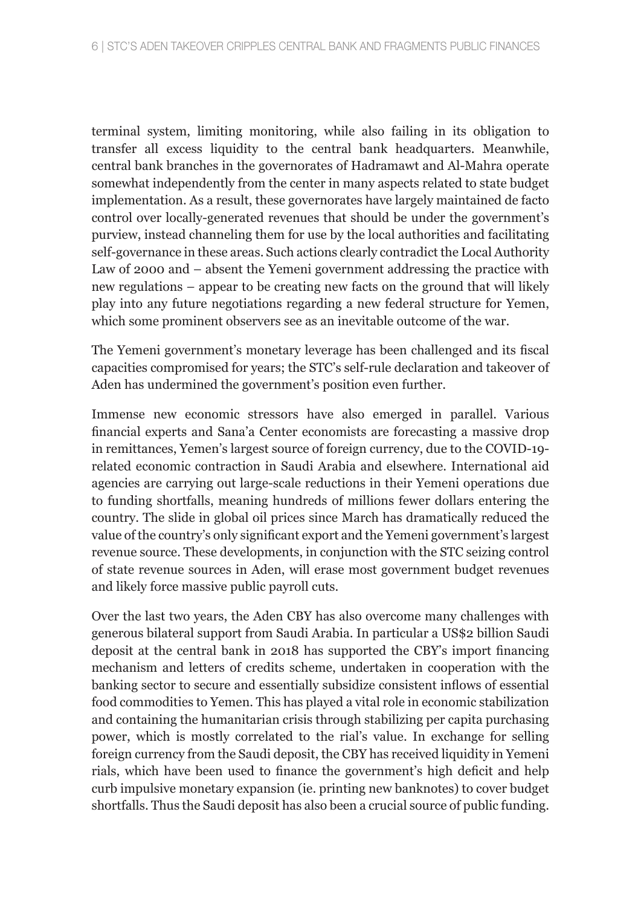terminal system, limiting monitoring, while also failing in its obligation to transfer all excess liquidity to the central bank headquarters. Meanwhile, central bank branches in the governorates of Hadramawt and Al-Mahra operate somewhat independently from the center in many aspects related to state budget implementation. As a result, these governorates have largely maintained de facto control over locally-generated revenues that should be under the government's purview, instead channeling them for use by the local authorities and facilitating self-governance in these areas. Such actions clearly contradict the Local Authority Law of 2000 and – absent the Yemeni government addressing the practice with new regulations – appear to be creating new facts on the ground that will likely play into any future negotiations regarding a new federal structure for Yemen, which some prominent observers see as an inevitable outcome of the war.

The Yemeni government's monetary leverage has been challenged and its fiscal capacities compromised for years; the STC's self-rule declaration and takeover of Aden has undermined the government's position even further.

Immense new economic stressors have also emerged in parallel. Various financial experts and Sana'a Center economists are forecasting a massive drop in remittances, Yemen's largest source of foreign currency, due to the COVID-19-related economic contraction in Saudi Arabia and elsewhere. International aid agencies are carrying out large-scale reductions in their Yemeni operations due to funding shortfalls, meaning hundreds of millions fewer dollars entering the country. The slide in global oil prices since March has dramatically reduced the value of the country's only significant export and the Yemeni government's largest revenue source. These developments, in conjunction with the STC seizing control of state revenue sources in Aden, will erase most government budget revenues and likely force massive public payroll cuts.

Over the last two years, the Aden CBY has also overcome many challenges with generous bilateral support from Saudi Arabia. In particular a US$2 billion Saudi deposit at the central bank in 2018 has supported the CBY's import financing mechanism and letters of credits scheme, undertaken in cooperation with the banking sector to secure and essentially subsidize consistent inflows of essential food commodities to Yemen. This has played a vital role in economic stabilization and containing the humanitarian crisis through stabilizing per capita purchasing power, which is mostly correlated to the rial's value. In exchange for selling foreign currency from the Saudi deposit, the CBY has received liquidity in Yemeni rials, which have been used to finance the government's high deficit and help curb impulsive monetary expansion (ie. printing new banknotes) to cover budget shortfalls. Thus the Saudi deposit has also been a crucial source of public funding.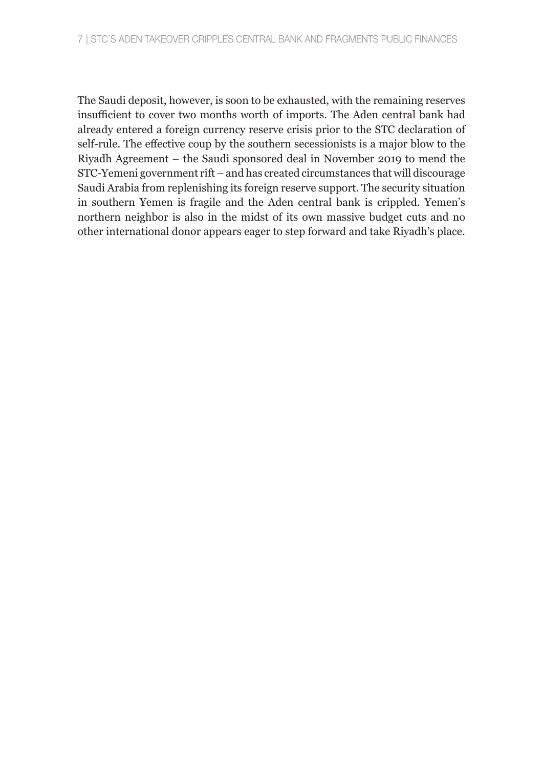The Saudi deposit, however, is soon to be exhausted, with the remaining reserves insufficient to cover two months worth of imports. The Aden central bank had already entered a foreign currency reserve crisis prior to the STC declaration of self-rule. The effective coup by the southern secessionists is a major blow to the Riyadh Agreement – the Saudi sponsored deal in November 2019 to mend the STC-Yemeni government rift – and has created circumstances that will discourage Saudi Arabia from replenishing its foreign reserve support. The security situation in southern Yemen is fragile and the Aden central bank is crippled. Yemen's northern neighbor is also in the midst of its own massive budget cuts and no other international donor appears eager to step forward and take Riyadh's place.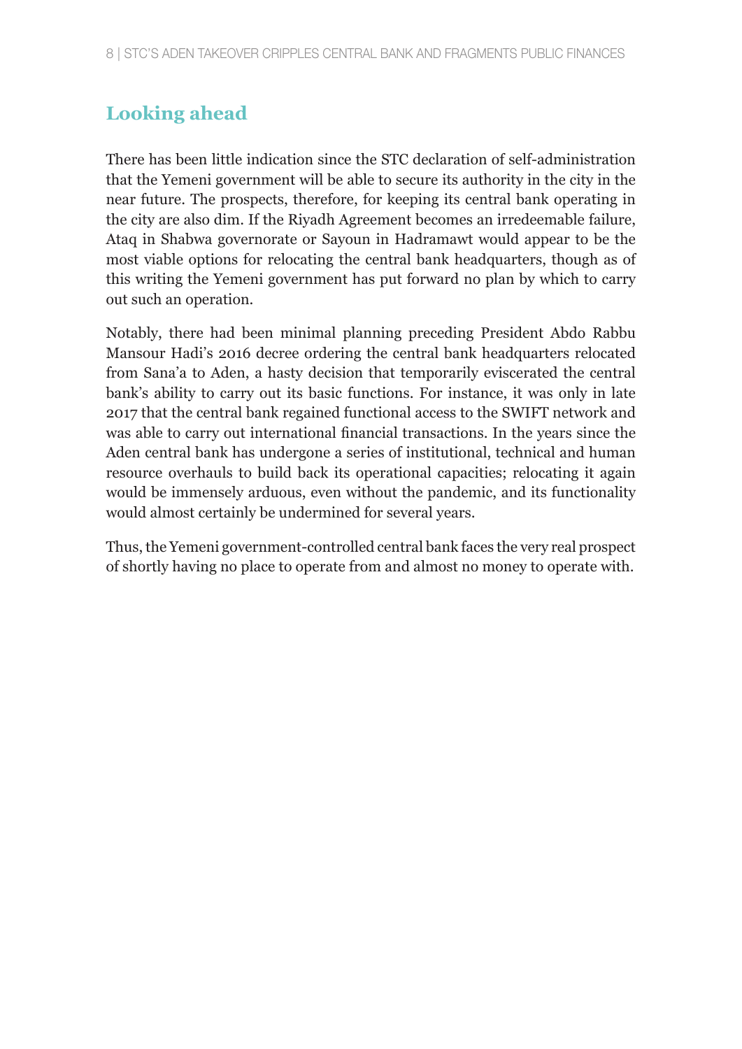## Looking ahead

There has been little indication since the STC declaration of self-administration that the Yemeni government will be able to secure its authority in the city in the near future. The prospects, therefore, for keeping its central bank operating in the city are also dim. If the Riyadh Agreement becomes an irredeemable failure, Ataq in Shabwa governorate or Sayoun in Hadramawt would appear to be the most viable options for relocating the central bank headquarters, though as of this writing the Yemeni government has put forward no plan by which to carry out such an operation.

Notably, there had been minimal planning preceding President Abdo Rabbu Mansour Hadi's 2016 decree ordering the central bank headquarters relocated from Sana'a to Aden, a hasty decision that temporarily eviscerated the central bank's ability to carry out its basic functions. For instance, it was only in late 2017 that the central bank regained functional access to the SWIFT network and was able to carry out international financial transactions. In the years since the Aden central bank has undergone a series of institutional, technical and human resource overhauls to build back its operational capacities; relocating it again would be immensely arduous, even without the pandemic, and its functionality would almost certainly be undermined for several years.

Thus, the Yemeni government-controlled central bank faces the very real prospect of shortly having no place to operate from and almost no money to operate with.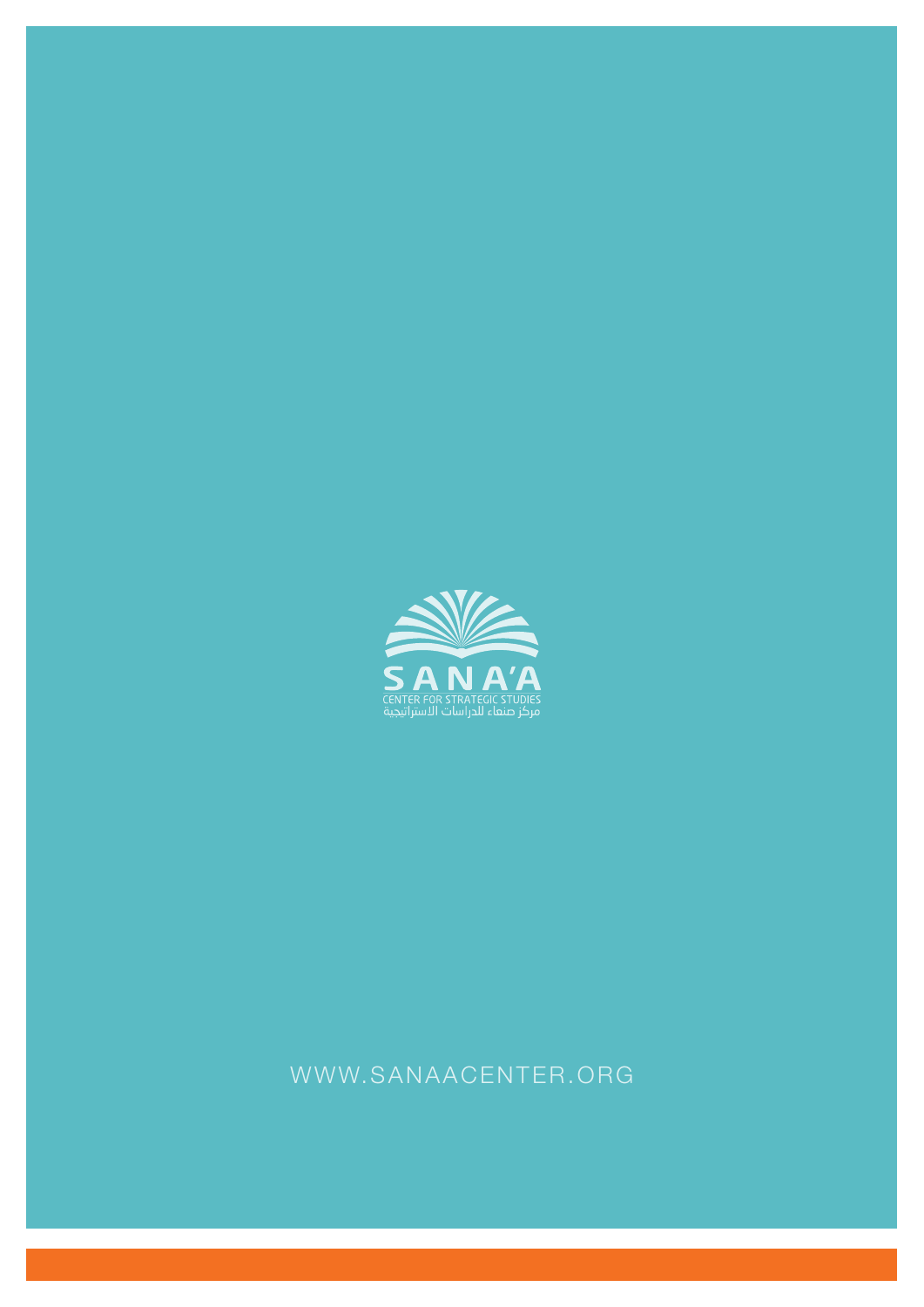SANA'A

CENTER FOR STRATEGIC STUDIES

مركز صنعاء للدراسات الاستراتيجية

WWW.SANAACENTER.ORG